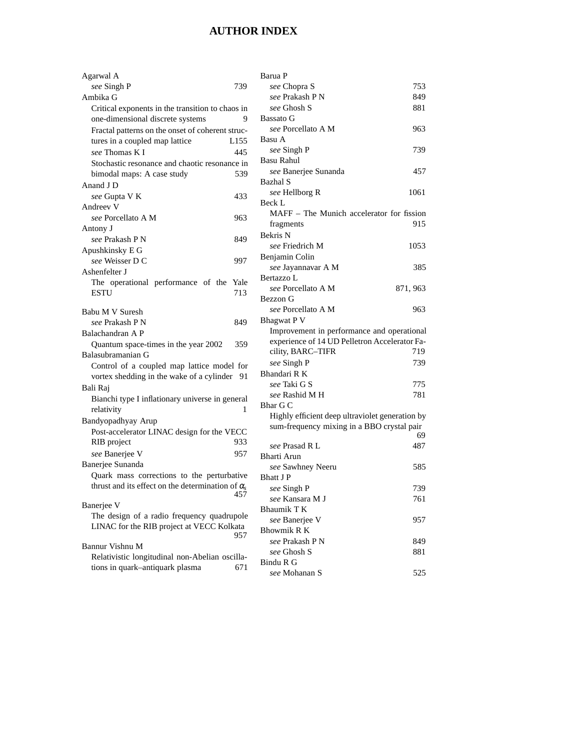# AUTHOR INDEX

Agarwal A
  *see* Singh P 739

Ambika G
  Critical exponents in the transition to chaos in one-dimensional discrete systems 9
  Fractal patterns on the onset of coherent structures in a coupled map lattice L155
  *see* Thomas K I 445
  Stochastic resonance and chaotic resonance in bimodal maps: A case study 539

Anand J D
  *see* Gupta V K 433

Andreev V
  *see* Porcellato A M 963

Antony J
  *see* Prakash P N 849

Apushkinsky E G
  *see* Weisser D C 997

Ashenfelter J
  The operational performance of the Yale ESTU 713

Babu M V Suresh
  *see* Prakash P N 849

Balachandran A P
  Quantum space-times in the year 2002 359

Balasubramanian G
  Control of a coupled map lattice model for vortex shedding in the wake of a cylinder 91

Bali Raj
  Bianchi type I inflationary universe in general relativity 1

Bandyopadhyay Arup
  Post-accelerator LINAC design for the VECC RIB project 933
  *see* Banerjee V 957

Banerjee Sunanda
  Quark mass corrections to the perturbative thrust and its effect on the determination of $\alpha_s$ 457

Banerjee V
  The design of a radio frequency quadrupole LINAC for the RIB project at VECC Kolkata 957

Bannur Vishnu M
  Relativistic longitudinal non-Abelian oscillations in quark–antiquark plasma 671

Barua P
  *see* Chopra S 753
  *see* Prakash P N 849
  *see* Ghosh S 881

Bassato G
  *see* Porcellato A M 963

Basu A
  *see* Singh P 739

Basu Rahul
  *see* Banerjee Sunanda 457

Bazhal S
  *see* Hellborg R 1061

Beck L
  MAFF – The Munich accelerator for fission fragments 915

Bekris N
  *see* Friedrich M 1053

Benjamin Colin
  *see* Jayannavar A M 385

Bertazzo L
  *see* Porcellato A M 871, 963

Bezzon G
  *see* Porcellato A M 963

Bhagwat P V
  Improvement in performance and operational experience of 14 UD Pelletron Accelerator Facility, BARC–TIFR 719
  *see* Singh P 739

Bhandari R K
  *see* Taki G S 775
  *see* Rashid M H 781

Bhar G C
  Highly efficient deep ultraviolet generation by sum-frequency mixing in a BBO crystal pair 69
  *see* Prasad R L 487

Bharti Arun
  *see* Sawhney Neeru 585

Bhatt J P
  *see* Singh P 739
  *see* Kansara M J 761

Bhaumik T K
  *see* Banerjee V 957

Bhowmik R K
  *see* Prakash P N 849
  *see* Ghosh S 881

Bindu R G
  *see* Mohanan S 525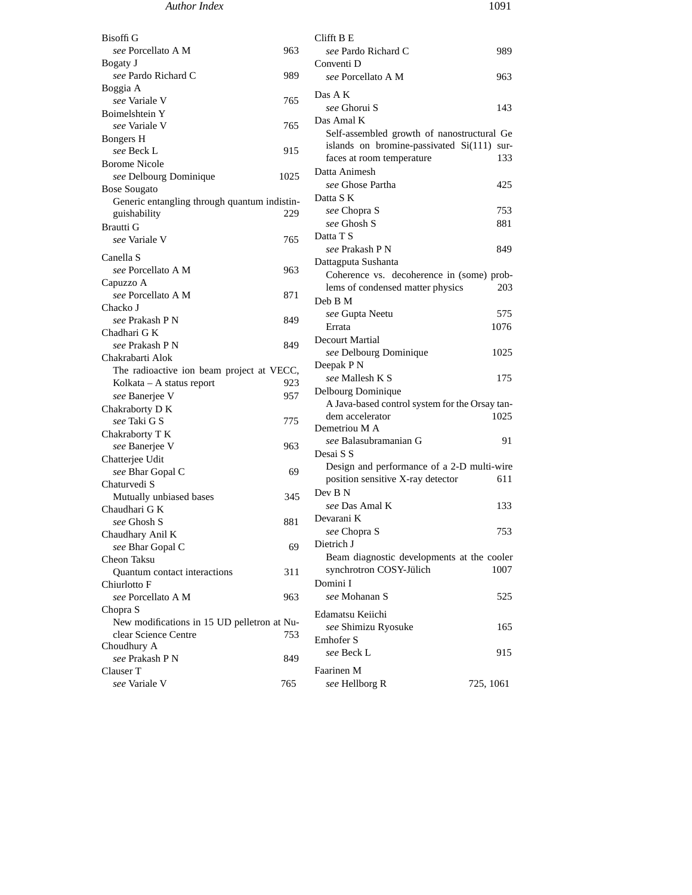Bisoffi G
  *see* Porcellato A M 963

Bogaty J
  *see* Pardo Richard C 989

Boggia A
  *see* Variale V 765

Boimelshtein Y
  *see* Variale V 765

Bongers H
  *see* Beck L 915

Borome Nicole
  *see* Delbourg Dominique 1025

Bose Sougato
  Generic entangling through quantum indistinguishability 229

Brautti G
  *see* Variale V 765

Canella S
  *see* Porcellato A M 963

Capuzzo A
  *see* Porcellato A M 871

Chacko J
  *see* Prakash P N 849

Chadhari G K
  *see* Prakash P N 849

Chakrabarti Alok
  The radioactive ion beam project at VECC, Kolkata – A status report 923
  *see* Banerjee V 957

Chakraborty D K
  *see* Taki G S 775

Chakraborty T K
  *see* Banerjee V 963

Chatterjee Udit
  *see* Bhar Gopal C 69

Chaturvedi S
  Mutually unbiased bases 345

Chaudhari G K
  *see* Ghosh S 881

Chaudhary Anil K
  *see* Bhar Gopal C 69

Cheon Taksu
  Quantum contact interactions 311

Chiurlotto F
  *see* Porcellato A M 963

Chopra S
  New modifications in 15 UD pelletron at Nuclear Science Centre 753

Choudhury A
  *see* Prakash P N 849

Clauser T
  *see* Variale V 765

Clifft B E
  *see* Pardo Richard C 989

Conventi D
  *see* Porcellato A M 963

Das A K
  *see* Ghorui S 143

Das Amal K
  Self-assembled growth of nanostructural Ge islands on bromine-passivated Si(111) surfaces at room temperature 133

Datta Animesh
  *see* Ghose Partha 425

Datta S K
  *see* Chopra S 753
  *see* Ghosh S 881

Datta T S
  *see* Prakash P N 849

Dattagputa Sushanta
  Coherence vs. decoherence in (some) problems of condensed matter physics 203

Deb B M
  *see* Gupta Neetu 575
  Errata 1076

Decourt Martial
  *see* Delbourg Dominique 1025

Deepak P N
  *see* Mallesh K S 175

Delbourg Dominique
  A Java-based control system for the Orsay tandem accelerator 1025

Demetriou M A
  *see* Balasubramanian G 91

Desai S S
  Design and performance of a 2-D multi-wire position sensitive X-ray detector 611

Dev B N
  *see* Das Amal K 133

Devarani K
  *see* Chopra S 753

Dietrich J
  Beam diagnostic developments at the cooler synchrotron COSY-Jülich 1007

Domini I
  *see* Mohanan S 525

Edamatsu Keiichi
  *see* Shimizu Ryosuke 165

Emhofer S
  *see* Beck L 915

Faarinen M
  *see* Hellborg R 725, 1061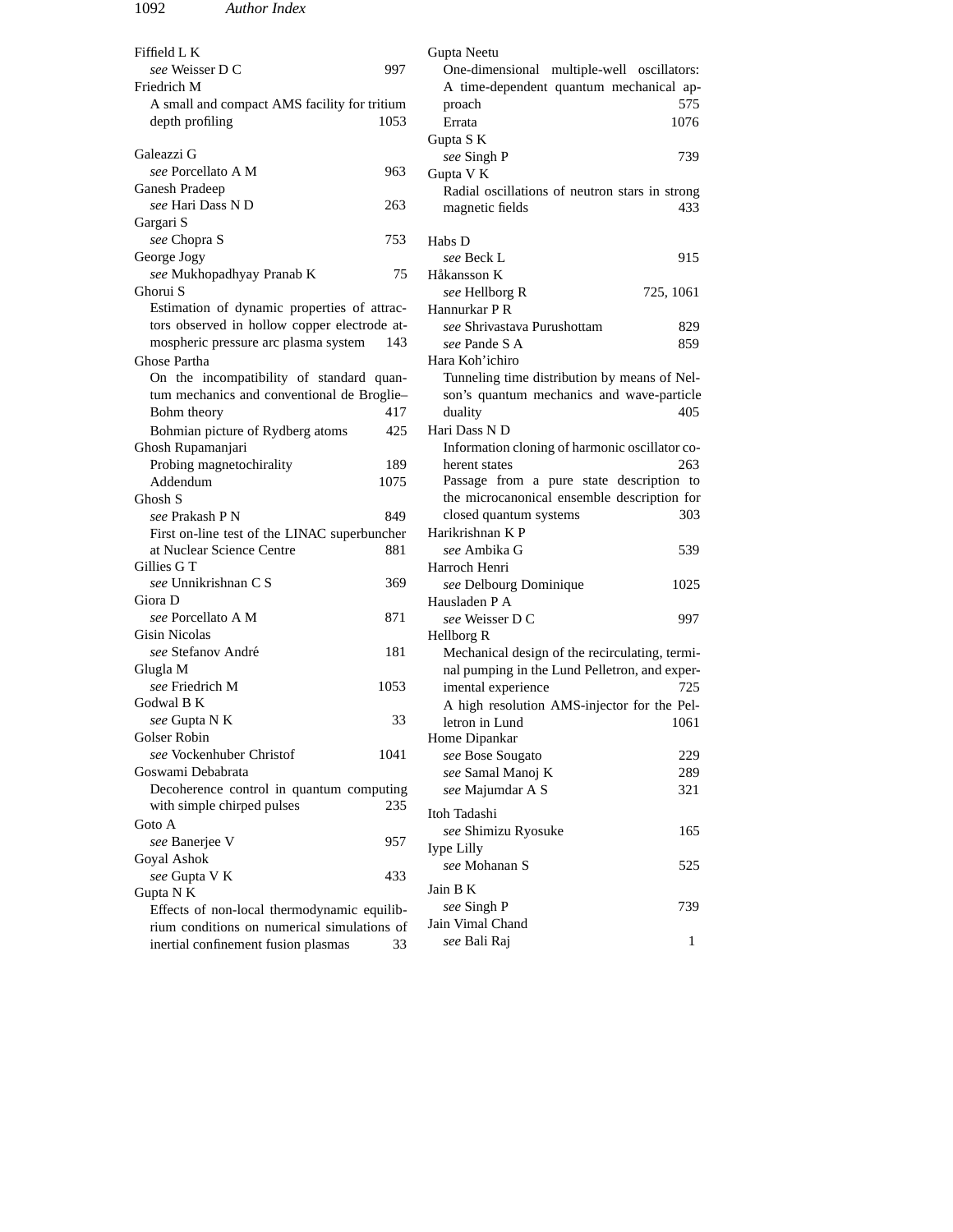Fiffield L K
*see* Weisser D C 997

Friedrich M
A small and compact AMS facility for tritium depth profiling 1053

Galeazzi G
*see* Porcellato A M 963

Ganesh Pradeep
*see* Hari Dass N D 263

Gargari S
*see* Chopra S 753

George Jogy
*see* Mukhopadhyay Pranab K 75

Ghorui S
Estimation of dynamic properties of attractors observed in hollow copper electrode atmospheric pressure arc plasma system 143

Ghose Partha
On the incompatibility of standard quantum mechanics and conventional de Broglie–Bohm theory 417
Bohmian picture of Rydberg atoms 425

Ghosh Rupamanjari
Probing magnetochirality 189
Addendum 1075

Ghosh S
*see* Prakash P N 849
First on-line test of the LINAC superbuncher at Nuclear Science Centre 881

Gillies G T
*see* Unnikrishnan C S 369

Giora D
*see* Porcellato A M 871

Gisin Nicolas
*see* Stefanov André 181

Glugla M
*see* Friedrich M 1053

Godwal B K
*see* Gupta N K 33

Golser Robin
*see* Vockenhuber Christof 1041

Goswami Debabrata
Decoherence control in quantum computing with simple chirped pulses 235

Goto A
*see* Banerjee V 957

Goyal Ashok
*see* Gupta V K 433

Gupta N K
Effects of non-local thermodynamic equilibrium conditions on numerical simulations of inertial confinement fusion plasmas 33

Gupta Neetu
One-dimensional multiple-well oscillators: A time-dependent quantum mechanical approach 575
Errata 1076

Gupta S K
*see* Singh P 739

Gupta V K
Radial oscillations of neutron stars in strong magnetic fields 433

Habs D
*see* Beck L 915

Håkansson K
*see* Hellborg R 725, 1061

Hannurkar P R
*see* Shrivastava Purushottam 829
*see* Pande S A 859

Hara Koh'ichiro
Tunneling time distribution by means of Nelson's quantum mechanics and wave-particle duality 405

Hari Dass N D
Information cloning of harmonic oscillator coherent states 263
Passage from a pure state description to the microcanonical ensemble description for closed quantum systems 303

Harikrishnan K P
*see* Ambika G 539

Harroch Henri
*see* Delbourg Dominique 1025

Hausladen P A
*see* Weisser D C 997

Hellborg R
Mechanical design of the recirculating, terminal pumping in the Lund Pelletron, and experimental experience 725
A high resolution AMS-injector for the Pelletron in Lund 1061

Home Dipankar
*see* Bose Sougato 229
*see* Samal Manoj K 289
*see* Majumdar A S 321

Itoh Tadashi
*see* Shimizu Ryosuke 165

Iype Lilly
*see* Mohanan S 525

Jain B K
*see* Singh P 739

Jain Vimal Chand
*see* Bali Raj 1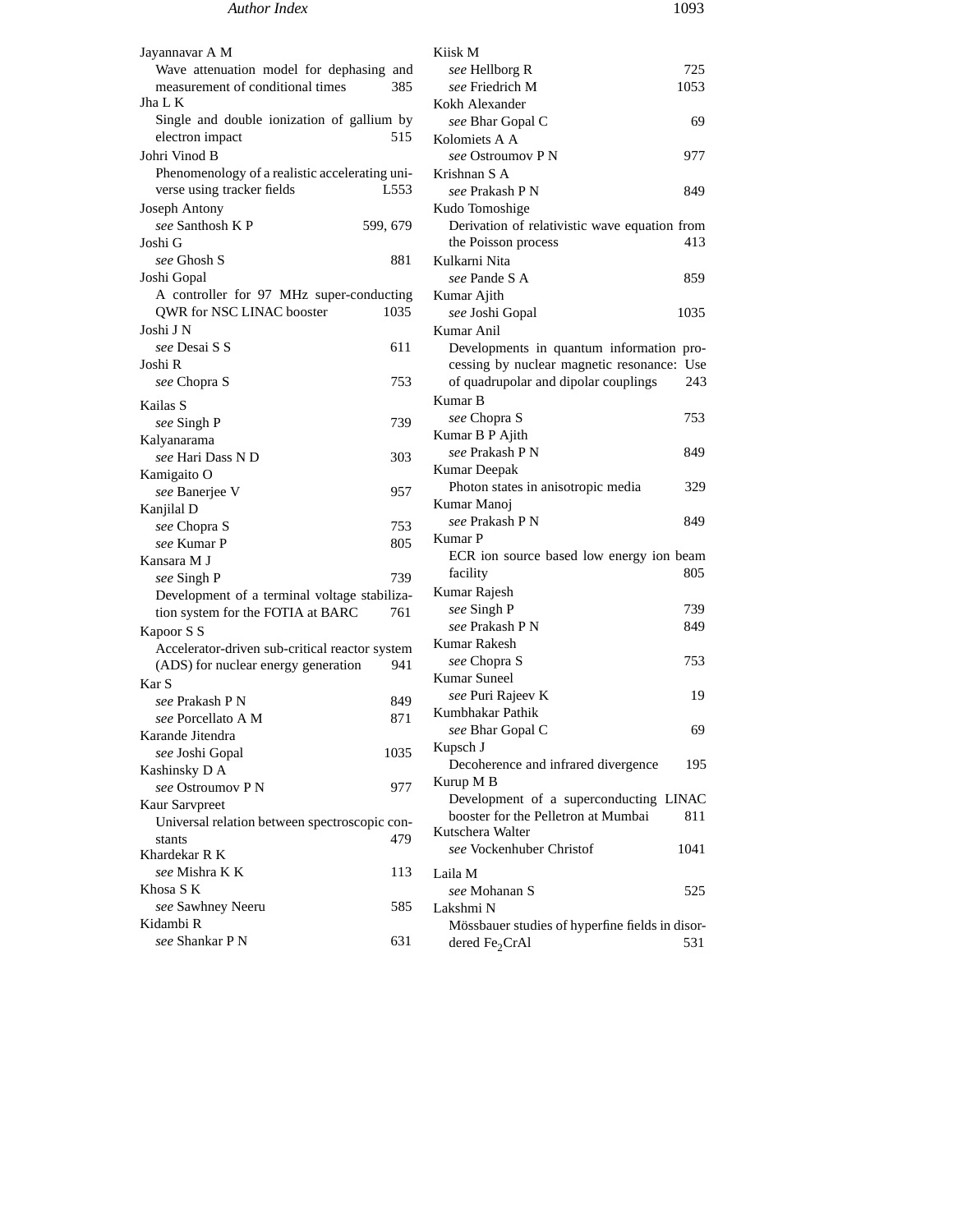Jayannavar A M
Wave attenuation model for dephasing and measurement of conditional times 385

Jha L K
Single and double ionization of gallium by electron impact 515

Johri Vinod B
Phenomenology of a realistic accelerating universe using tracker fields L553

Joseph Antony
*see* Santhosh K P 599, 679

Joshi G
*see* Ghosh S 881

Joshi Gopal
A controller for 97 MHz super-conducting QWR for NSC LINAC booster 1035

Joshi J N
*see* Desai S S 611

Joshi R
*see* Chopra S 753

Kailas S
*see* Singh P 739

Kalyanarama
*see* Hari Dass N D 303

Kamigaito O
*see* Banerjee V 957

Kanjilal D
*see* Chopra S 753
*see* Kumar P 805

Kansara M J
*see* Singh P 739
Development of a terminal voltage stabilization system for the FOTIA at BARC 761

Kapoor S S
Accelerator-driven sub-critical reactor system (ADS) for nuclear energy generation 941

Kar S
*see* Prakash P N 849
*see* Porcellato A M 871

Karande Jitendra
*see* Joshi Gopal 1035

Kashinsky D A
*see* Ostroumov P N 977

Kaur Sarvpreet
Universal relation between spectroscopic constants 479

Khardekar R K
*see* Mishra K K 113

Khosa S K
*see* Sawhney Neeru 585

Kidambi R
*see* Shankar P N 631

Kiisk M
*see* Hellborg R 725
*see* Friedrich M 1053

Kokh Alexander
*see* Bhar Gopal C 69

Kolomiets A A
*see* Ostroumov P N 977

Krishnan S A
*see* Prakash P N 849

Kudo Tomoshige
Derivation of relativistic wave equation from the Poisson process 413

Kulkarni Nita
*see* Pande S A 859

Kumar Ajith
*see* Joshi Gopal 1035

Kumar Anil
Developments in quantum information processing by nuclear magnetic resonance: Use of quadrupolar and dipolar couplings 243

Kumar B
*see* Chopra S 753

Kumar B P Ajith
*see* Prakash P N 849

Kumar Deepak
Photon states in anisotropic media 329

Kumar Manoj
*see* Prakash P N 849

Kumar P
ECR ion source based low energy ion beam facility 805

Kumar Rajesh
*see* Singh P 739
*see* Prakash P N 849

Kumar Rakesh
*see* Chopra S 753

Kumar Suneel
*see* Puri Rajeev K 19

Kumbhakar Pathik
*see* Bhar Gopal C 69

Kupsch J
Decoherence and infrared divergence 195

Kurup M B
Development of a superconducting LINAC booster for the Pelletron at Mumbai 811

Kutschera Walter
*see* Vockenhuber Christof 1041

Laila M
*see* Mohanan S 525

Lakshmi N
Mössbauer studies of hyperfine fields in disordered $Fe_2CrAl$ 531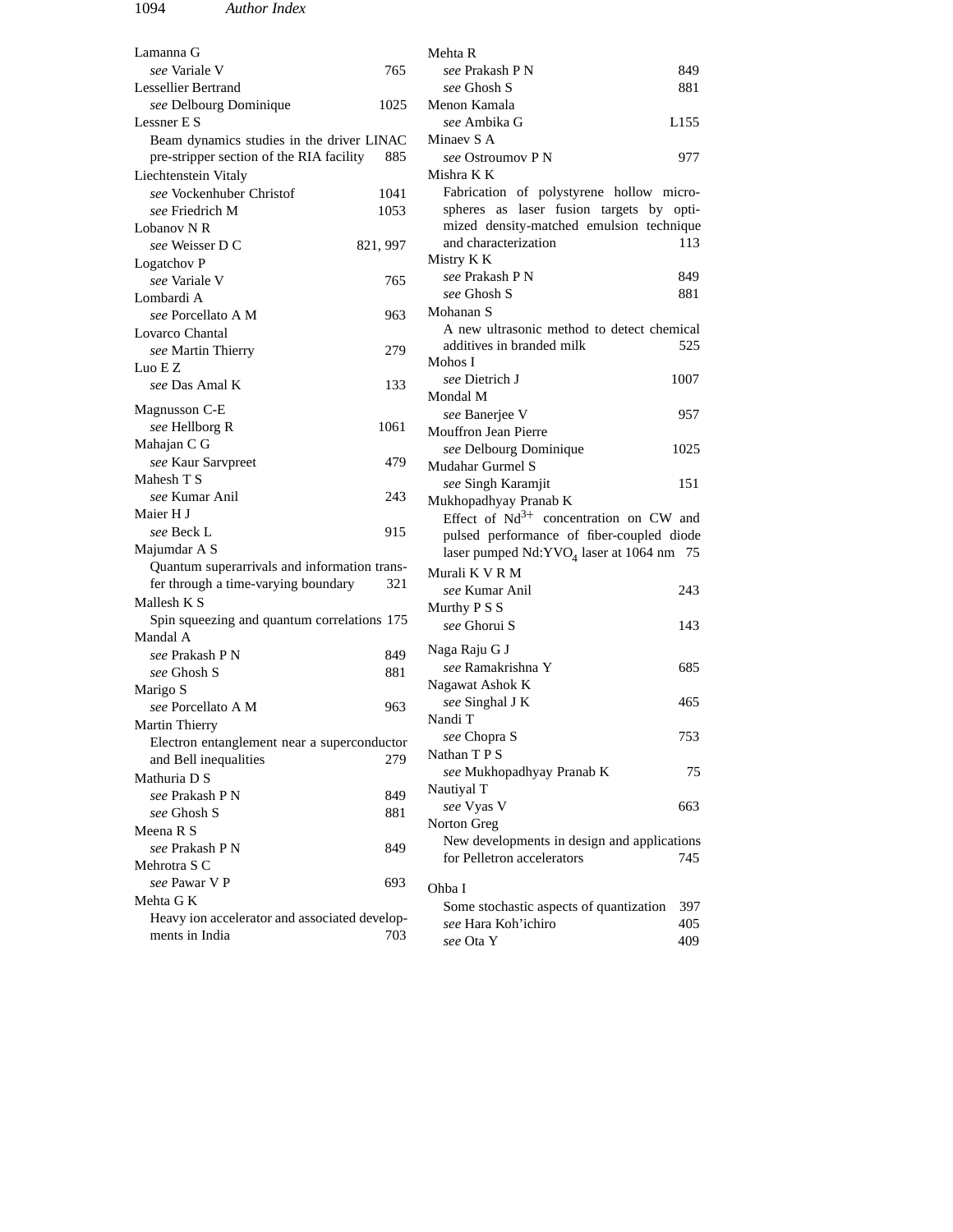Lamanna G
*see* Variale V 765

Lessellier Bertrand
*see* Delbourg Dominique 1025

Lessner E S
Beam dynamics studies in the driver LINAC pre-stripper section of the RIA facility 885

Liechtenstein Vitaly
*see* Vockenhuber Christof 1041
*see* Friedrich M 1053

Lobanov N R
*see* Weisser D C 821, 997

Logatchov P
*see* Variale V 765

Lombardi A
*see* Porcellato A M 963

Lovarco Chantal
*see* Martin Thierry 279

Luo E Z
*see* Das Amal K 133

Magnusson C-E
*see* Hellborg R 1061

Mahajan C G
*see* Kaur Sarvpreet 479

Mahesh T S
*see* Kumar Anil 243

Maier H J
*see* Beck L 915

Majumdar A S
Quantum superarrivals and information transfer through a time-varying boundary 321

Mallesh K S
Spin squeezing and quantum correlations 175

Mandal A
*see* Prakash P N 849
*see* Ghosh S 881

Marigo S
*see* Porcellato A M 963

Martin Thierry
Electron entanglement near a superconductor and Bell inequalities 279

Mathuria D S
*see* Prakash P N 849
*see* Ghosh S 881

Meena R S
*see* Prakash P N 849

Mehrotra S C
*see* Pawar V P 693

Mehta G K
Heavy ion accelerator and associated developments in India 703

Mehta R
*see* Prakash P N 849
*see* Ghosh S 881

Menon Kamala
*see* Ambika G L155

Minaev S A
*see* Ostroumov P N 977

Mishra K K
Fabrication of polystyrene hollow microspheres as laser fusion targets by optimized density-matched emulsion technique and characterization 113

Mistry K K
*see* Prakash P N 849
*see* Ghosh S 881

Mohanan S
A new ultrasonic method to detect chemical additives in branded milk 525

Mohos I
*see* Dietrich J 1007

Mondal M
*see* Banerjee V 957

Mouffron Jean Pierre
*see* Delbourg Dominique 1025

Mudahar Gurmel S
*see* Singh Karamjit 151

Mukhopadhyay Pranab K
Effect of $Nd^{3+}$ concentration on CW and pulsed performance of fiber-coupled diode laser pumped Nd:$YVO_4$ laser at 1064 nm 75

Murali K V R M
*see* Kumar Anil 243

Murthy P S S
*see* Ghorui S 143

Naga Raju G J
*see* Ramakrishna Y 685

Nagawat Ashok K
*see* Singhal J K 465

Nandi T
*see* Chopra S 753

Nathan T P S
*see* Mukhopadhyay Pranab K 75

Nautiyal T
*see* Vyas V 663

Norton Greg
New developments in design and applications for Pelletron accelerators 745

Ohba I
Some stochastic aspects of quantization 397
*see* Hara Koh'ichiro 405
*see* Ota Y 409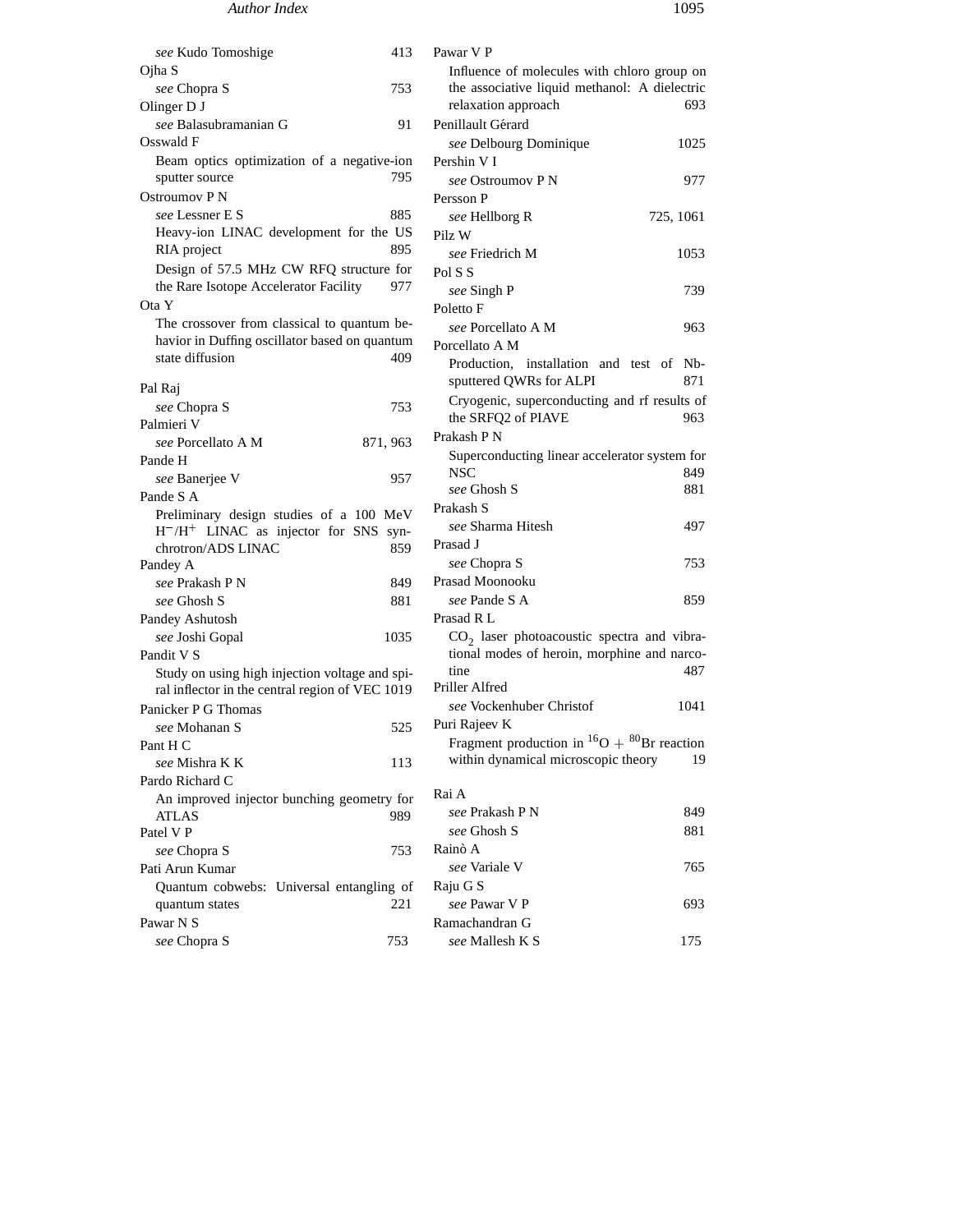*see* Kudo Tomoshige 413

Ojha S
*see* Chopra S 753

Olinger D J
*see* Balasubramanian G 91

Osswald F
Beam optics optimization of a negative-ion sputter source 795

Ostroumov P N
*see* Lessner E S 885
Heavy-ion LINAC development for the US RIA project 895
Design of 57.5 MHz CW RFQ structure for the Rare Isotope Accelerator Facility 977

Ota Y
The crossover from classical to quantum behavior in Duffing oscillator based on quantum state diffusion 409

Pal Raj
*see* Chopra S 753

Palmieri V
*see* Porcellato A M 871, 963

Pande H
*see* Banerjee V 957

Pande S A
Preliminary design studies of a 100 MeV $H^-/H^+$ LINAC as injector for SNS synchrotron/ADS LINAC 859

Pandey A
*see* Prakash P N 849
*see* Ghosh S 881

Pandey Ashutosh
*see* Joshi Gopal 1035

Pandit V S
Study on using high injection voltage and spiral inflector in the central region of VEC 1019

Panicker P G Thomas
*see* Mohanan S 525

Pant H C
*see* Mishra K K 113

Pardo Richard C
An improved injector bunching geometry for ATLAS 989

Patel V P
*see* Chopra S 753

Pati Arun Kumar
Quantum cobwebs: Universal entangling of quantum states 221

Pawar N S
*see* Chopra S 753

Pawar V P
Influence of molecules with chloro group on the associative liquid methanol: A dielectric relaxation approach 693

Penillault Gérard
*see* Delbourg Dominique 1025

Pershin V I
*see* Ostroumov P N 977

Persson P
*see* Hellborg R 725, 1061

Pilz W
*see* Friedrich M 1053

Pol S S
*see* Singh P 739

Poletto F
*see* Porcellato A M 963

Porcellato A M
Production, installation and test of Nb-sputtered QWRs for ALPI 871
Cryogenic, superconducting and rf results of the SRFQ2 of PIAVE 963

Prakash P N
Superconducting linear accelerator system for NSC 849
*see* Ghosh S 881

Prakash S
*see* Sharma Hitesh 497

Prasad J
*see* Chopra S 753

Prasad Moonooku
*see* Pande S A 859

Prasad R L
$CO_2$ laser photoacoustic spectra and vibrational modes of heroin, morphine and narcotine 487

Priller Alfred
*see* Vockenhuber Christof 1041

Puri Rajeev K
Fragment production in $^{16}O + ^{80}Br$ reaction within dynamical microscopic theory 19

Rai A
*see* Prakash P N 849
*see* Ghosh S 881

Rainò A
*see* Variale V 765

Raju G S
*see* Pawar V P 693

Ramachandran G
*see* Mallesh K S 175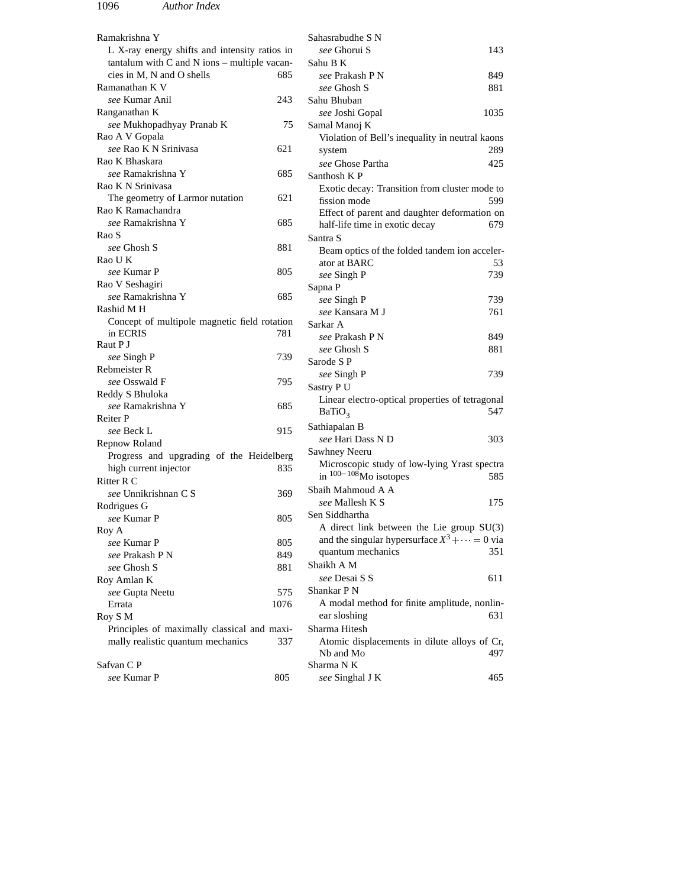Ramakrishna Y
  L X-ray energy shifts and intensity ratios in tantalum with C and N ions – multiple vacancies in M, N and O shells 685
Ramanathan K V
  *see* Kumar Anil 243
Ranganathan K
  *see* Mukhopadhyay Pranab K 75
Rao A V Gopala
  *see* Rao K N Srinivasa 621
Rao K Bhaskara
  *see* Ramakrishna Y 685
Rao K N Srinivasa
  The geometry of Larmor nutation 621
Rao K Ramachandra
  *see* Ramakrishna Y 685
Rao S
  *see* Ghosh S 881
Rao U K
  *see* Kumar P 805
Rao V Seshagiri
  *see* Ramakrishna Y 685
Rashid M H
  Concept of multipole magnetic field rotation in ECRIS 781
Raut P J
  *see* Singh P 739
Rebmeister R
  *see* Osswald F 795
Reddy S Bhuloka
  *see* Ramakrishna Y 685
Reiter P
  *see* Beck L 915
Repnow Roland
  Progress and upgrading of the Heidelberg high current injector 835
Ritter R C
  *see* Unnikrishnan C S 369
Rodrigues G
  *see* Kumar P 805
Roy A
  *see* Kumar P 805
  *see* Prakash P N 849
  *see* Ghosh S 881
Roy Amlan K
  *see* Gupta Neetu 575
  Errata 1076
Roy S M
  Principles of maximally classical and maximally realistic quantum mechanics 337

Safvan C P
  *see* Kumar P 805
Sahasrabudhe S N
  *see* Ghorui S 143
Sahu B K
  *see* Prakash P N 849
  *see* Ghosh S 881
Sahu Bhuban
  *see* Joshi Gopal 1035
Samal Manoj K
  Violation of Bell's inequality in neutral kaons system 289
  *see* Ghose Partha 425
Santhosh K P
  Exotic decay: Transition from cluster mode to fission mode 599
  Effect of parent and daughter deformation on half-life time in exotic decay 679
Santra S
  Beam optics of the folded tandem ion accelerator at BARC 53
  *see* Singh P 739
Sapna P
  *see* Singh P 739
  *see* Kansara M J 761
Sarkar A
  *see* Prakash P N 849
  *see* Ghosh S 881
Sarode S P
  *see* Singh P 739
Sastry P U
  Linear electro-optical properties of tetragonal $BaTiO_3$ 547
Sathiapalan B
  *see* Hari Dass N D 303
Sawhney Neeru
  Microscopic study of low-lying Yrast spectra in $^{100-108}$Mo isotopes 585
Sbaih Mahmoud A A
  *see* Mallesh K S 175
Sen Siddhartha
  A direct link between the Lie group SU(3) and the singular hypersurface $X^3 + \cdots = 0$ via quantum mechanics 351
Shaikh A M
  *see* Desai S S 611
Shankar P N
  A modal method for finite amplitude, nonlinear sloshing 631
Sharma Hitesh
  Atomic displacements in dilute alloys of Cr, Nb and Mo 497
Sharma N K
  *see* Singhal J K 465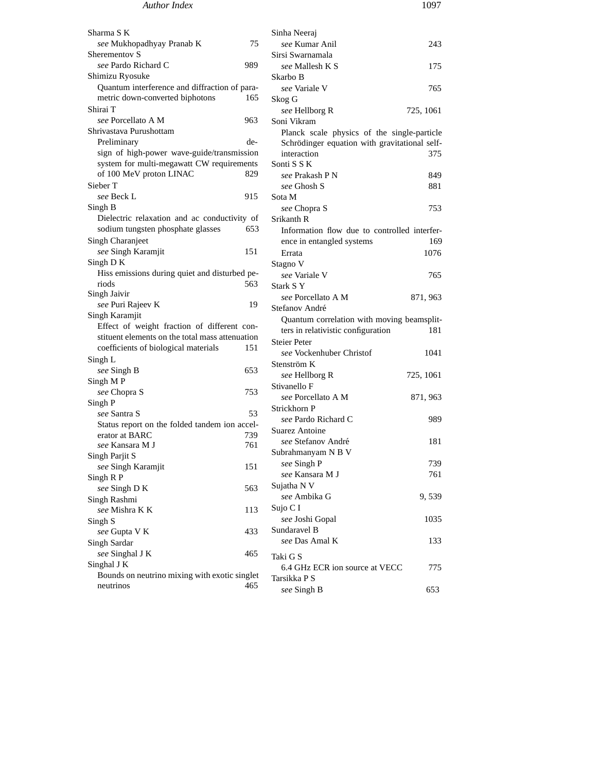Sharma S K
  *see* Mukhopadhyay Pranab K 75

Sherementov S
  *see* Pardo Richard C 989

Shimizu Ryosuke
  Quantum interference and diffraction of parametric down-converted biphotons 165

Shirai T
  *see* Porcellato A M 963

Shrivastava Purushottam
  Preliminary design of high-power wave-guide/transmission system for multi-megawatt CW requirements of 100 MeV proton LINAC 829

Sieber T
  *see* Beck L 915

Singh B
  Dielectric relaxation and ac conductivity of sodium tungsten phosphate glasses 653

Singh Charanjeet
  *see* Singh Karamjit 151

Singh D K
  Hiss emissions during quiet and disturbed periods 563

Singh Jaivir
  *see* Puri Rajeev K 19

Singh Karamjit
  Effect of weight fraction of different constituent elements on the total mass attenuation coefficients of biological materials 151

Singh L
  *see* Singh B 653

Singh M P
  *see* Chopra S 753

Singh P
  *see* Santra S 53
  Status report on the folded tandem ion accelerator at BARC 739
  *see* Kansara M J 761

Singh Parjit S
  *see* Singh Karamjit 151

Singh R P
  *see* Singh D K 563

Singh Rashmi
  *see* Mishra K K 113

Singh S
  *see* Gupta V K 433

Singh Sardar
  *see* Singhal J K 465

Singhal J K
  Bounds on neutrino mixing with exotic singlet neutrinos 465

Sinha Neeraj
  *see* Kumar Anil 243

Sirsi Swarnamala
  *see* Mallesh K S 175

Skarbo B
  *see* Variale V 765

Skog G
  *see* Hellborg R 725, 1061

Soni Vikram
  Planck scale physics of the single-particle Schrödinger equation with gravitational self-interaction 375

Sonti S S K
  *see* Prakash P N 849
  *see* Ghosh S 881

Sota M
  *see* Chopra S 753

Srikanth R
  Information flow due to controlled interference in entangled systems 169
  Errata 1076

Stagno V
  *see* Variale V 765

Stark S Y
  *see* Porcellato A M 871, 963

Stefanov André
  Quantum correlation with moving beamsplitters in relativistic configuration 181

Steier Peter
  *see* Vockenhuber Christof 1041

Stenström K
  *see* Hellborg R 725, 1061

Stivanello F
  *see* Porcellato A M 871, 963

Strickhorn P
  *see* Pardo Richard C 989

Suarez Antoine
  *see* Stefanov André 181

Subrahmanyam N B V
  *see* Singh P 739
  *see* Kansara M J 761

Sujatha N V
  *see* Ambika G 9, 539

Sujo C I
  *see* Joshi Gopal 1035

Sundaravel B
  *see* Das Amal K 133

Taki G S
  6.4 GHz ECR ion source at VECC 775

Tarsikka P S
  *see* Singh B 653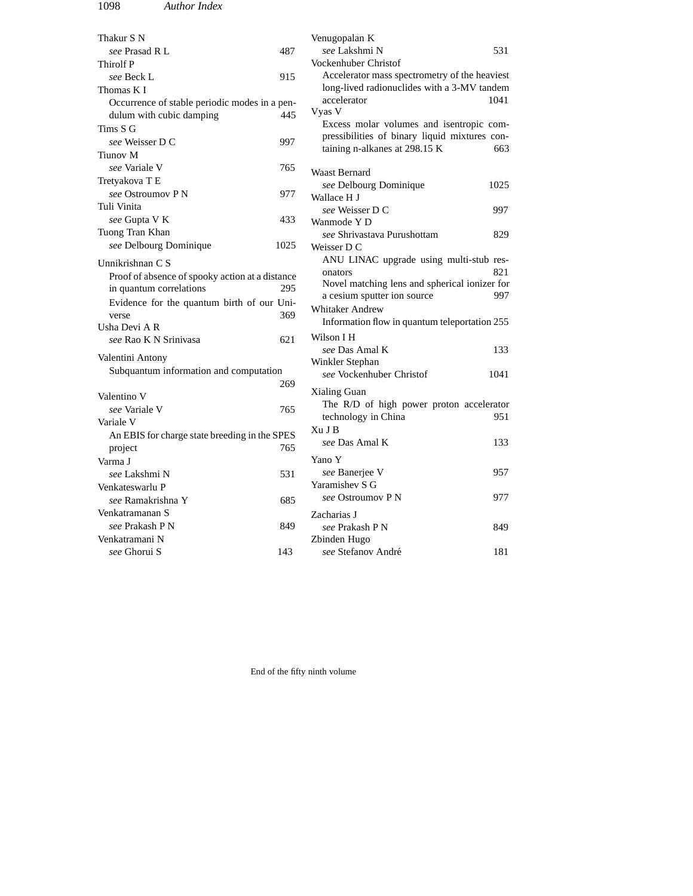Thakur S N
*see* Prasad R L 487

Thirolf P
*see* Beck L 915

Thomas K I
Occurrence of stable periodic modes in a pendulum with cubic damping 445

Tims S G
*see* Weisser D C 997

Tiunov M
*see* Variale V 765

Tretyakova T E
*see* Ostroumov P N 977

Tuli Vinita
*see* Gupta V K 433

Tuong Tran Khan
*see* Delbourg Dominique 1025

Unnikrishnan C S
Proof of absence of spooky action at a distance in quantum correlations 295
Evidence for the quantum birth of our Universe 369

Usha Devi A R
*see* Rao K N Srinivasa 621

Valentini Antony
Subquantum information and computation 269

Valentino V
*see* Variale V 765

Variale V
An EBIS for charge state breeding in the SPES project 765

Varma J
*see* Lakshmi N 531

Venkateswarlu P
*see* Ramakrishna Y 685

Venkatramanan S
*see* Prakash P N 849

Venkatramani N
*see* Ghorui S 143

Venugopalan K
*see* Lakshmi N 531

Vockenhuber Christof
Accelerator mass spectrometry of the heaviest long-lived radionuclides with a 3-MV tandem accelerator 1041

Vyas V
Excess molar volumes and isentropic compressibilities of binary liquid mixtures containing n-alkanes at 298.15 K 663

Waast Bernard
*see* Delbourg Dominique 1025

Wallace H J
*see* Weisser D C 997

Wanmode Y D
*see* Shrivastava Purushottam 829

Weisser D C
ANU LINAC upgrade using multi-stub resonators 821
Novel matching lens and spherical ionizer for a cesium sputter ion source 997

Whitaker Andrew
Information flow in quantum teleportation 255

Wilson I H
*see* Das Amal K 133

Winkler Stephan
*see* Vockenhuber Christof 1041

Xialing Guan
The R/D of high power proton accelerator technology in China 951

Xu J B
*see* Das Amal K 133

Yano Y
*see* Banerjee V 957

Yaramishev S G
*see* Ostroumov P N 977

Zacharias J
*see* Prakash P N 849

Zbinden Hugo
*see* Stefanov André 181

End of the fifty ninth volume